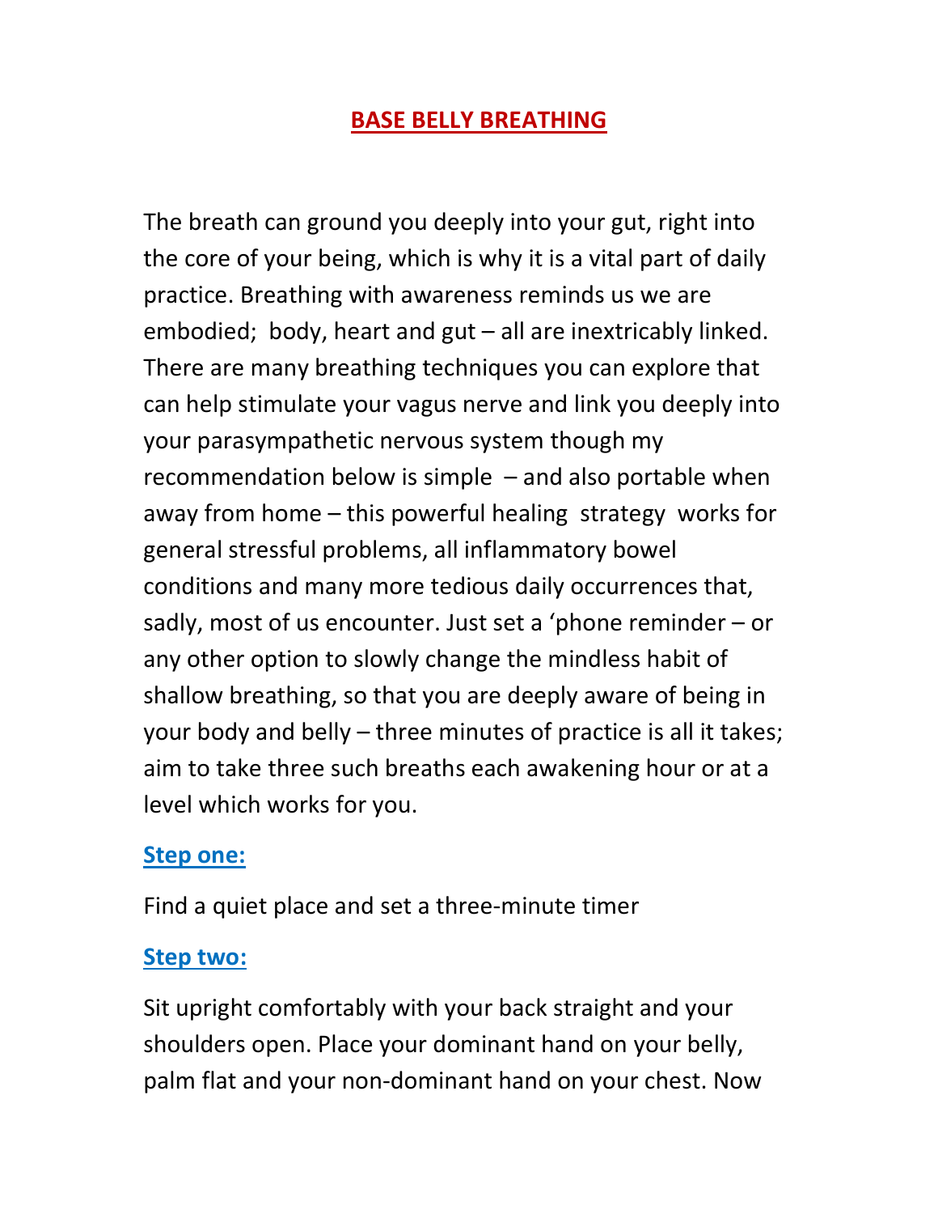# BASE BELLY BREATHING

The breath can ground you deeply into your gut, right into the core of your being, which is why it is a vital part of daily practice. Breathing with awareness reminds us we are embodied; body, heart and gut – all are inextricably linked. There are many breathing techniques you can explore that can help stimulate your vagus nerve and link you deeply into your parasympathetic nervous system though my recommendation below is simple – and also portable when away from home – this powerful healing strategy works for general stressful problems, all inflammatory bowel conditions and many more tedious daily occurrences that, sadly, most of us encounter. Just set a 'phone reminder – or any other option to slowly change the mindless habit of shallow breathing, so that you are deeply aware of being in your body and belly – three minutes of practice is all it takes; aim to take three such breaths each awakening hour or at a level which works for you.

**Step one:**

Find a quiet place and set a three-minute timer

**Step two:**

Sit upright comfortably with your back straight and your shoulders open. Place your dominant hand on your belly, palm flat and your non-dominant hand on your chest. Now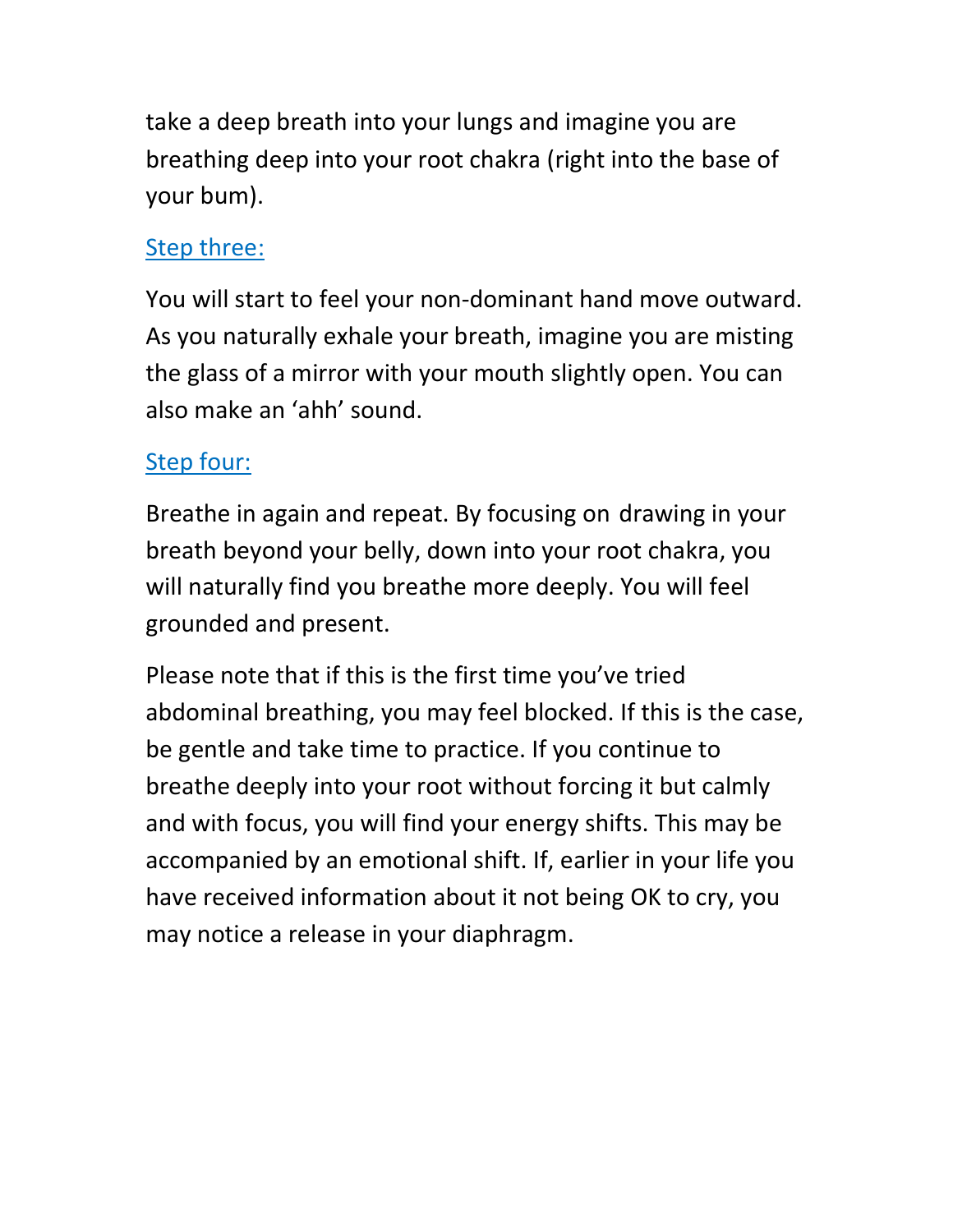take a deep breath into your lungs and imagine you are breathing deep into your root chakra (right into the base of your bum).

## Step three:

You will start to feel your non-dominant hand move outward. As you naturally exhale your breath, imagine you are misting the glass of a mirror with your mouth slightly open. You can also make an 'ahh' sound.

## Step four:

Breathe in again and repeat. By focusing on drawing in your breath beyond your belly, down into your root chakra, you will naturally find you breathe more deeply. You will feel grounded and present.

Please note that if this is the first time you've tried abdominal breathing, you may feel blocked. If this is the case, be gentle and take time to practice. If you continue to breathe deeply into your root without forcing it but calmly and with focus, you will find your energy shifts. This may be accompanied by an emotional shift. If, earlier in your life you have received information about it not being OK to cry, you may notice a release in your diaphragm.